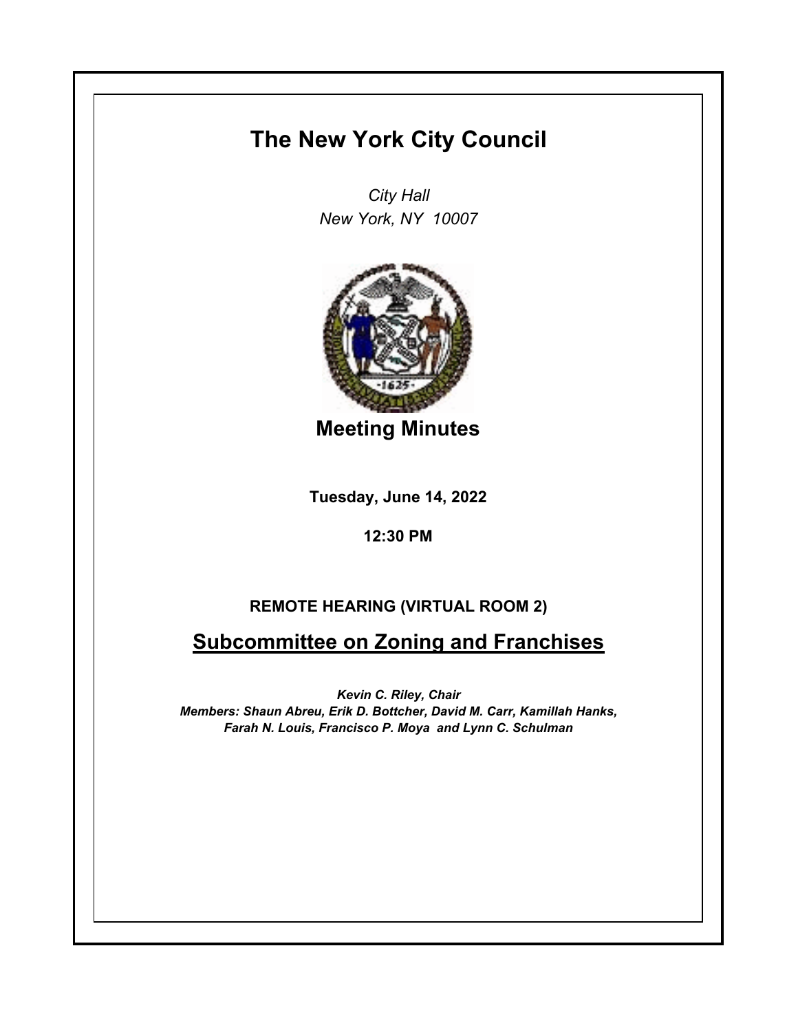# The New York City Council

*City Hall*
*New York, NY 10007*

## Meeting Minutes

**Tuesday, June 14, 2022**

**12:30 PM**

**REMOTE HEARING (VIRTUAL ROOM 2)**

## Subcommittee on Zoning and Franchises

***Kevin C. Riley, Chair***
***Members: Shaun Abreu, Erik D. Bottcher, David M. Carr, Kamillah Hanks, Farah N. Louis, Francisco P. Moya and Lynn C. Schulman***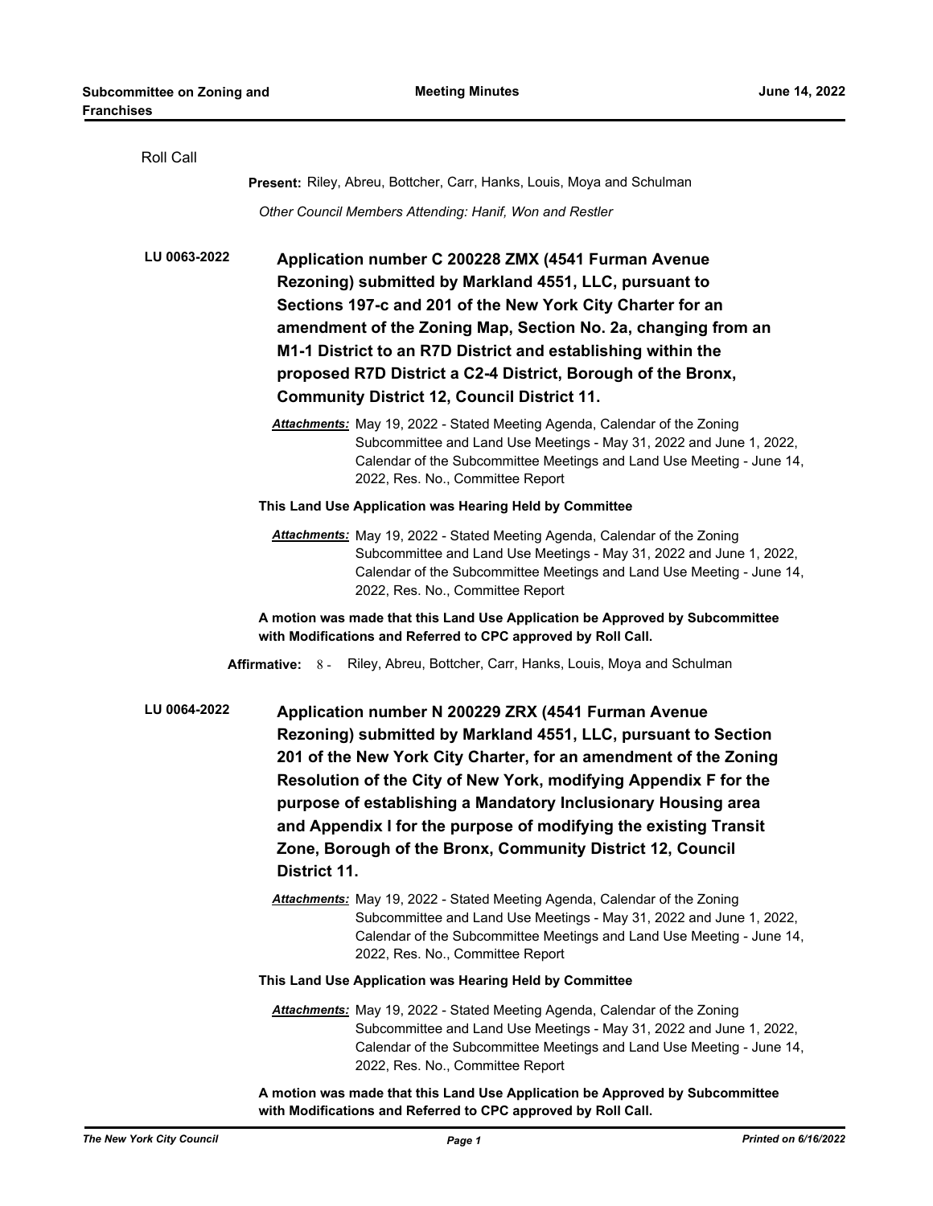Roll Call

**Present:** Riley, Abreu, Bottcher, Carr, Hanks, Louis, Moya and Schulman

*Other Council Members Attending: Hanif, Won and Restler*

**LU 0063-2022**

**Application number C 200228 ZMX (4541 Furman Avenue Rezoning) submitted by Markland 4551, LLC, pursuant to Sections 197-c and 201 of the New York City Charter for an amendment of the Zoning Map, Section No. 2a, changing from an M1-1 District to an R7D District and establishing within the proposed R7D District a C2-4 District, Borough of the Bronx, Community District 12, Council District 11.**

***Attachments:*** May 19, 2022 - Stated Meeting Agenda, Calendar of the Zoning Subcommittee and Land Use Meetings - May 31, 2022 and June 1, 2022, Calendar of the Subcommittee Meetings and Land Use Meeting - June 14, 2022, Res. No., Committee Report

**This Land Use Application was Hearing Held by Committee**

***Attachments:*** May 19, 2022 - Stated Meeting Agenda, Calendar of the Zoning Subcommittee and Land Use Meetings - May 31, 2022 and June 1, 2022, Calendar of the Subcommittee Meetings and Land Use Meeting - June 14, 2022, Res. No., Committee Report

**A motion was made that this Land Use Application be Approved by Subcommittee with Modifications and Referred to CPC approved by Roll Call.**

**Affirmative:** 8 - Riley, Abreu, Bottcher, Carr, Hanks, Louis, Moya and Schulman

**LU 0064-2022**

**Application number N 200229 ZRX (4541 Furman Avenue Rezoning) submitted by Markland 4551, LLC, pursuant to Section 201 of the New York City Charter, for an amendment of the Zoning Resolution of the City of New York, modifying Appendix F for the purpose of establishing a Mandatory Inclusionary Housing area and Appendix I for the purpose of modifying the existing Transit Zone, Borough of the Bronx, Community District 12, Council District 11.**

***Attachments:*** May 19, 2022 - Stated Meeting Agenda, Calendar of the Zoning Subcommittee and Land Use Meetings - May 31, 2022 and June 1, 2022, Calendar of the Subcommittee Meetings and Land Use Meeting - June 14, 2022, Res. No., Committee Report

**This Land Use Application was Hearing Held by Committee**

***Attachments:*** May 19, 2022 - Stated Meeting Agenda, Calendar of the Zoning Subcommittee and Land Use Meetings - May 31, 2022 and June 1, 2022, Calendar of the Subcommittee Meetings and Land Use Meeting - June 14, 2022, Res. No., Committee Report

**A motion was made that this Land Use Application be Approved by Subcommittee with Modifications and Referred to CPC approved by Roll Call.**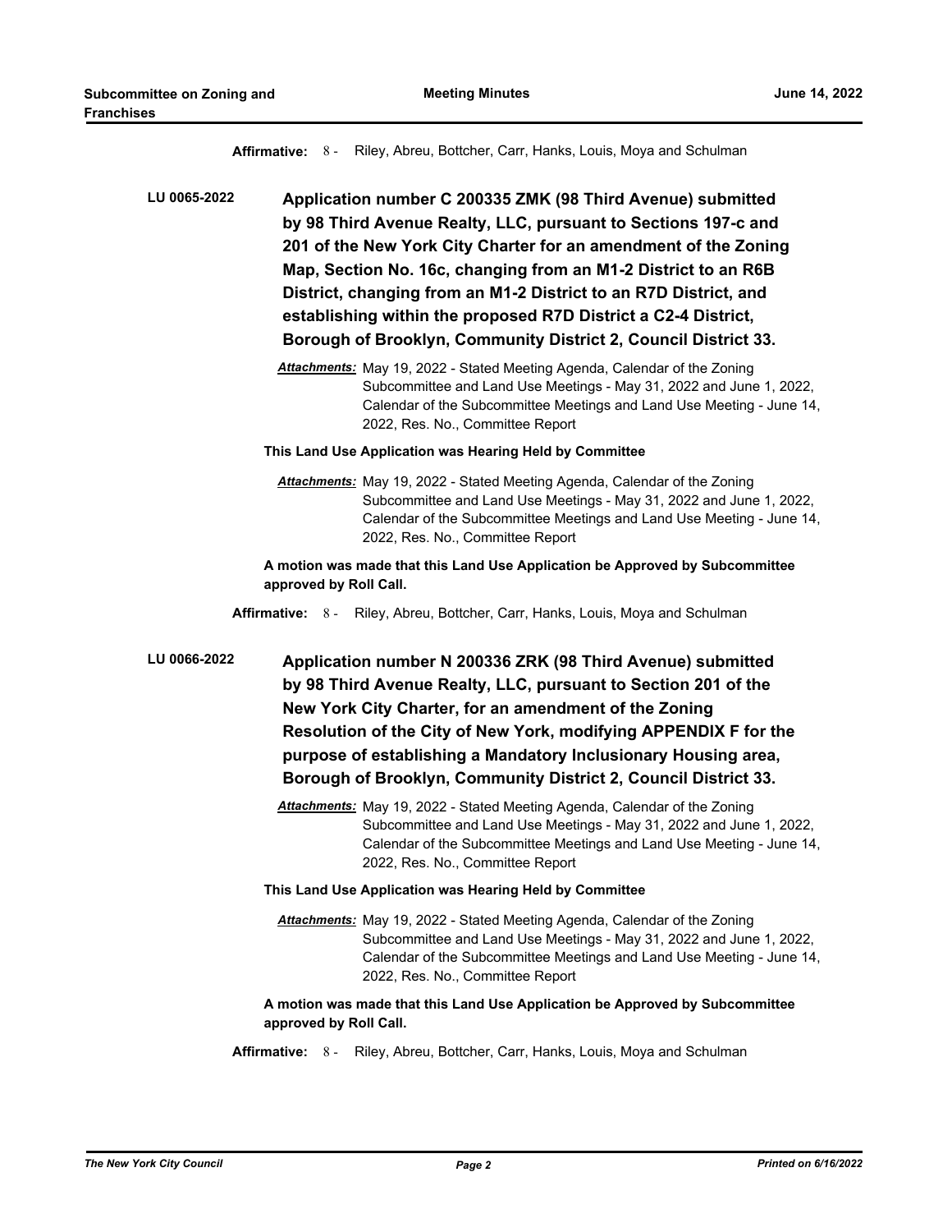**Affirmative:** 8 - Riley, Abreu, Bottcher, Carr, Hanks, Louis, Moya and Schulman

**LU 0065-2022** **Application number C 200335 ZMK (98 Third Avenue) submitted by 98 Third Avenue Realty, LLC, pursuant to Sections 197-c and 201 of the New York City Charter for an amendment of the Zoning Map, Section No. 16c, changing from an M1-2 District to an R6B District, changing from an M1-2 District to an R7D District, and establishing within the proposed R7D District a C2-4 District, Borough of Brooklyn, Community District 2, Council District 33.**

*Attachments:* May 19, 2022 - Stated Meeting Agenda, Calendar of the Zoning Subcommittee and Land Use Meetings - May 31, 2022 and June 1, 2022, Calendar of the Subcommittee Meetings and Land Use Meeting - June 14, 2022, Res. No., Committee Report

**This Land Use Application was Hearing Held by Committee**

*Attachments:* May 19, 2022 - Stated Meeting Agenda, Calendar of the Zoning Subcommittee and Land Use Meetings - May 31, 2022 and June 1, 2022, Calendar of the Subcommittee Meetings and Land Use Meeting - June 14, 2022, Res. No., Committee Report

**A motion was made that this Land Use Application be Approved by Subcommittee approved by Roll Call.**

**Affirmative:** 8 - Riley, Abreu, Bottcher, Carr, Hanks, Louis, Moya and Schulman

**LU 0066-2022** **Application number N 200336 ZRK (98 Third Avenue) submitted by 98 Third Avenue Realty, LLC, pursuant to Section 201 of the New York City Charter, for an amendment of the Zoning Resolution of the City of New York, modifying APPENDIX F for the purpose of establishing a Mandatory Inclusionary Housing area, Borough of Brooklyn, Community District 2, Council District 33.**

*Attachments:* May 19, 2022 - Stated Meeting Agenda, Calendar of the Zoning Subcommittee and Land Use Meetings - May 31, 2022 and June 1, 2022, Calendar of the Subcommittee Meetings and Land Use Meeting - June 14, 2022, Res. No., Committee Report

**This Land Use Application was Hearing Held by Committee**

*Attachments:* May 19, 2022 - Stated Meeting Agenda, Calendar of the Zoning Subcommittee and Land Use Meetings - May 31, 2022 and June 1, 2022, Calendar of the Subcommittee Meetings and Land Use Meeting - June 14, 2022, Res. No., Committee Report

**A motion was made that this Land Use Application be Approved by Subcommittee approved by Roll Call.**

**Affirmative:** 8 - Riley, Abreu, Bottcher, Carr, Hanks, Louis, Moya and Schulman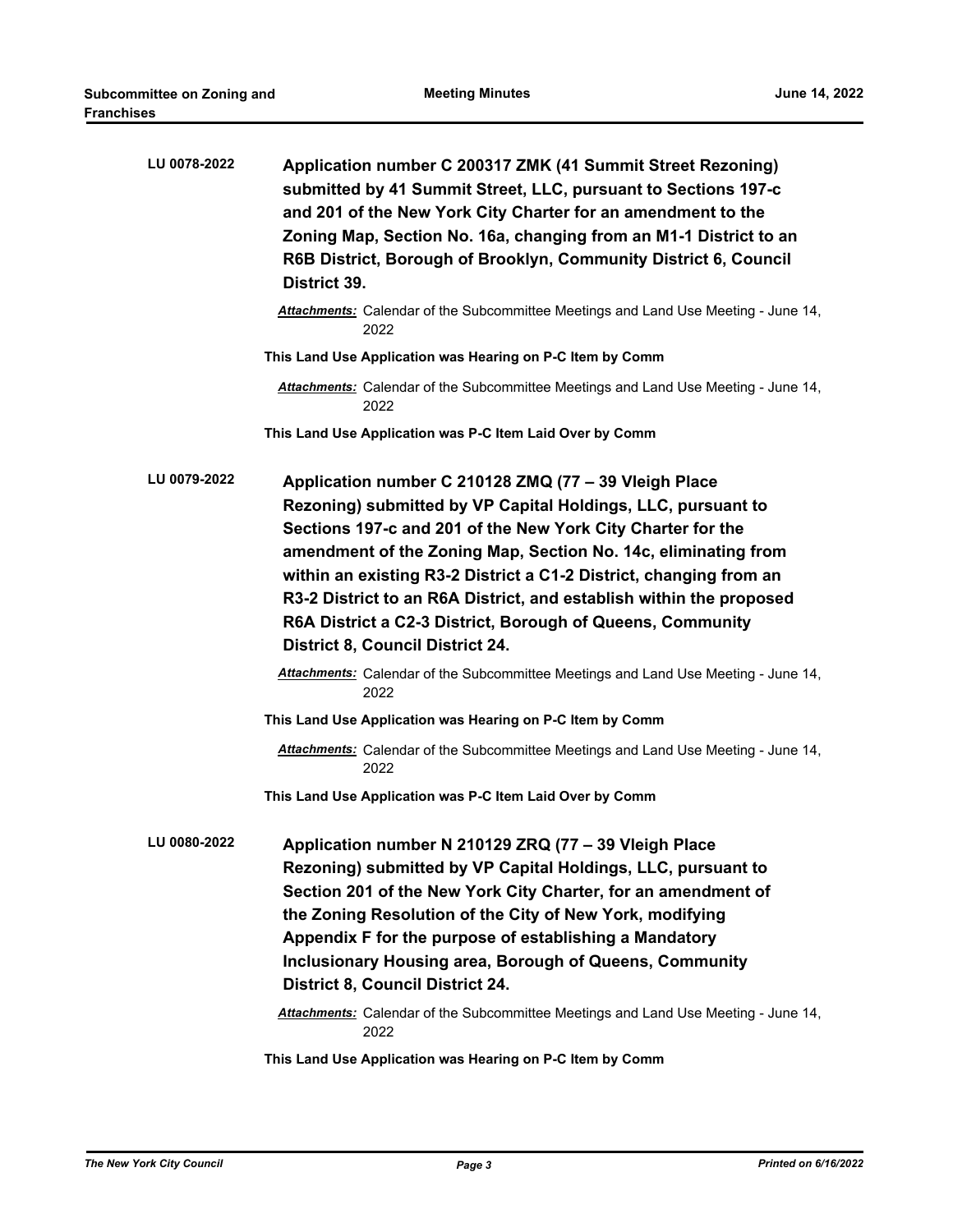**LU 0078-2022** **Application number C 200317 ZMK (41 Summit Street Rezoning) submitted by 41 Summit Street, LLC, pursuant to Sections 197-c and 201 of the New York City Charter for an amendment to the Zoning Map, Section No. 16a, changing from an M1-1 District to an R6B District, Borough of Brooklyn, Community District 6, Council District 39.**

***Attachments:*** Calendar of the Subcommittee Meetings and Land Use Meeting - June 14, 2022

**This Land Use Application was Hearing on P-C Item by Comm**

***Attachments:*** Calendar of the Subcommittee Meetings and Land Use Meeting - June 14, 2022

**This Land Use Application was P-C Item Laid Over by Comm**

**LU 0079-2022** **Application number C 210128 ZMQ (77 – 39 Vleigh Place Rezoning) submitted by VP Capital Holdings, LLC, pursuant to Sections 197-c and 201 of the New York City Charter for the amendment of the Zoning Map, Section No. 14c, eliminating from within an existing R3-2 District a C1-2 District, changing from an R3-2 District to an R6A District, and establish within the proposed R6A District a C2-3 District, Borough of Queens, Community District 8, Council District 24.**

***Attachments:*** Calendar of the Subcommittee Meetings and Land Use Meeting - June 14, 2022

**This Land Use Application was Hearing on P-C Item by Comm**

***Attachments:*** Calendar of the Subcommittee Meetings and Land Use Meeting - June 14, 2022

**This Land Use Application was P-C Item Laid Over by Comm**

**LU 0080-2022** **Application number N 210129 ZRQ (77 – 39 Vleigh Place Rezoning) submitted by VP Capital Holdings, LLC, pursuant to Section 201 of the New York City Charter, for an amendment of the Zoning Resolution of the City of New York, modifying Appendix F for the purpose of establishing a Mandatory Inclusionary Housing area, Borough of Queens, Community District 8, Council District 24.**

***Attachments:*** Calendar of the Subcommittee Meetings and Land Use Meeting - June 14, 2022

**This Land Use Application was Hearing on P-C Item by Comm**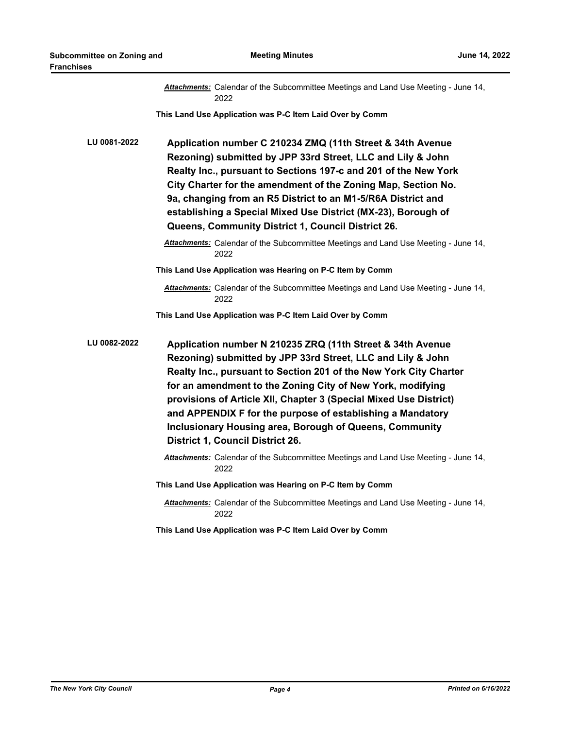***Attachments:*** Calendar of the Subcommittee Meetings and Land Use Meeting - June 14, 2022

**This Land Use Application was P-C Item Laid Over by Comm**

**LU 0081-2022** **Application number C 210234 ZMQ (11th Street & 34th Avenue Rezoning) submitted by JPP 33rd Street, LLC and Lily & John Realty Inc., pursuant to Sections 197-c and 201 of the New York City Charter for the amendment of the Zoning Map, Section No. 9a, changing from an R5 District to an M1-5/R6A District and establishing a Special Mixed Use District (MX-23), Borough of Queens, Community District 1, Council District 26.**

***Attachments:*** Calendar of the Subcommittee Meetings and Land Use Meeting - June 14, 2022

**This Land Use Application was Hearing on P-C Item by Comm**

***Attachments:*** Calendar of the Subcommittee Meetings and Land Use Meeting - June 14, 2022

**This Land Use Application was P-C Item Laid Over by Comm**

**LU 0082-2022** **Application number N 210235 ZRQ (11th Street & 34th Avenue Rezoning) submitted by JPP 33rd Street, LLC and Lily & John Realty Inc., pursuant to Section 201 of the New York City Charter for an amendment to the Zoning City of New York, modifying provisions of Article XII, Chapter 3 (Special Mixed Use District) and APPENDIX F for the purpose of establishing a Mandatory Inclusionary Housing area, Borough of Queens, Community District 1, Council District 26.**

***Attachments:*** Calendar of the Subcommittee Meetings and Land Use Meeting - June 14, 2022

**This Land Use Application was Hearing on P-C Item by Comm**

***Attachments:*** Calendar of the Subcommittee Meetings and Land Use Meeting - June 14, 2022

**This Land Use Application was P-C Item Laid Over by Comm**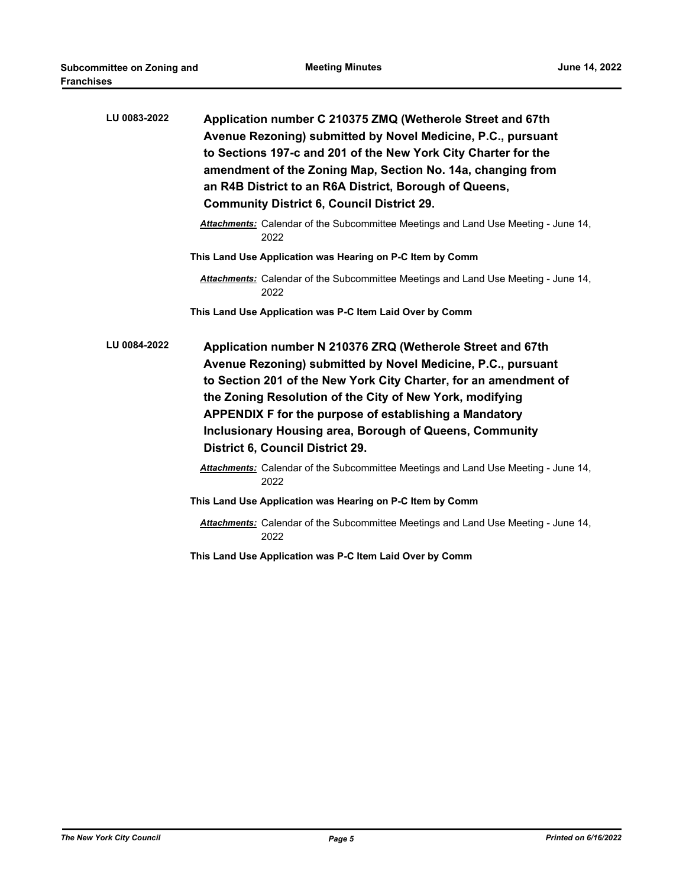**LU 0083-2022** **Application number C 210375 ZMQ (Wetherole Street and 67th Avenue Rezoning) submitted by Novel Medicine, P.C., pursuant to Sections 197-c and 201 of the New York City Charter for the amendment of the Zoning Map, Section No. 14a, changing from an R4B District to an R6A District, Borough of Queens, Community District 6, Council District 29.**

***Attachments:*** Calendar of the Subcommittee Meetings and Land Use Meeting - June 14, 2022

**This Land Use Application was Hearing on P-C Item by Comm**

***Attachments:*** Calendar of the Subcommittee Meetings and Land Use Meeting - June 14, 2022

**This Land Use Application was P-C Item Laid Over by Comm**

**LU 0084-2022** **Application number N 210376 ZRQ (Wetherole Street and 67th Avenue Rezoning) submitted by Novel Medicine, P.C., pursuant to Section 201 of the New York City Charter, for an amendment of the Zoning Resolution of the City of New York, modifying APPENDIX F for the purpose of establishing a Mandatory Inclusionary Housing area, Borough of Queens, Community District 6, Council District 29.**

***Attachments:*** Calendar of the Subcommittee Meetings and Land Use Meeting - June 14, 2022

**This Land Use Application was Hearing on P-C Item by Comm**

***Attachments:*** Calendar of the Subcommittee Meetings and Land Use Meeting - June 14, 2022

**This Land Use Application was P-C Item Laid Over by Comm**